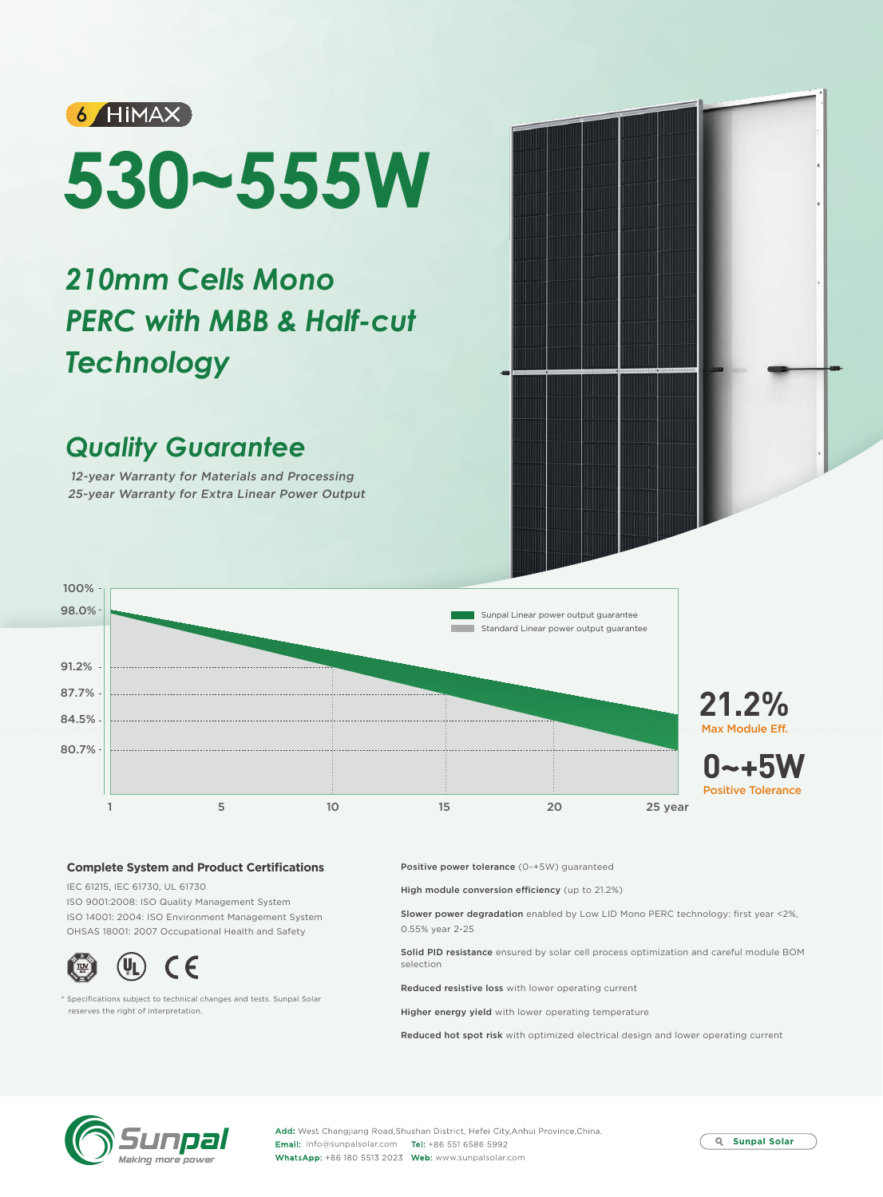6 HiMAX

# 530~555W

## *210mm Cells Mono PERC with MBB & Half-cut Technology*

## *Quality Guarantee*

*12-year Warranty for Materials and Processing*

*25-year Warranty for Extra Linear Power Output*

Sunpal Linear power output guarantee

Standard Linear power output guarantee

100%
98.0%
91.2%
87.7%
84.5%
80.7%

1 5 10 15 20 25 year

**21.2%**
Max Module Eff.

**0~+5W**
Positive Tolerance

### Complete System and Product Certifications

IEC 61215, IEC 61730, UL 61730

ISO 9001:2008: ISO Quality Management System

ISO 14001: 2004: ISO Environment Management System

OHSAS 18001: 2007 Occupational Health and Safety

\* Specifications subject to technical changes and tests. Sunpal Solar reserves the right of interpretation.

**Positive power tolerance** (0-+5W) guaranteed

**High module conversion efficiency** (up to 21.2%)

**Slower power degradation** enabled by Low LID Mono PERC technology: first year <2%, 0.55% year 2-25

**Solid PID resistance** ensured by solar cell process optimization and careful module BOM selection

**Reduced resistive loss** with lower operating current

**Higher energy yield** with lower operating temperature

**Reduced hot spot risk** with optimized electrical design and lower operating current

Sunpal
Making more power

**Add:** West Changjiang Road,Shushan District, Hefei City,Anhui Province,China.
**Email:** info@sunpalsolar.com **Tel:** +86 551 6586 5992
**WhatsApp:** +86 180 5513 2023 **Web:** www.sunpalsolar.com

Sunpal Solar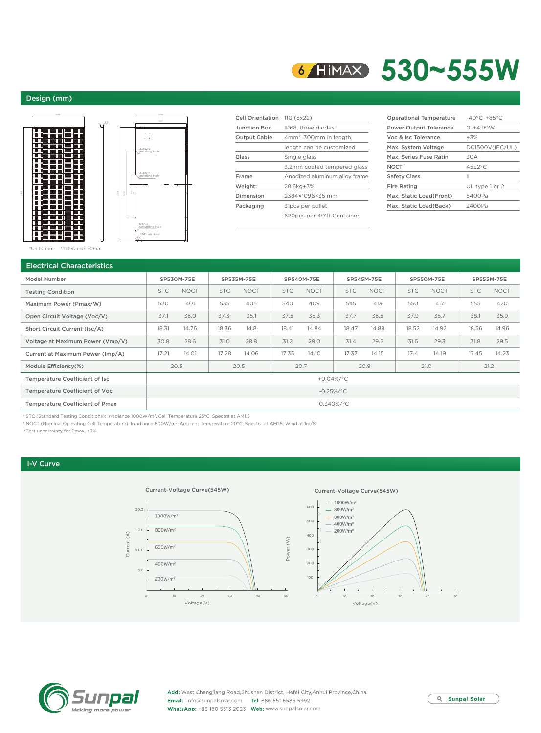6 HiMAX **530~555W**

## Design (mm)

35

4-Φ9x14 Installing Hole

4-Φ7x10 Installing Hole

6-Φ4.3 Grounding Hole

12-Drain Hole

*Units: mm *Tolerance: ±2mm

| | |
|---|---|
| Cell Orientation | 110 (5x22) |
| Junction Box | IP68, three diodes |
| Output Cable | 4mm², 300mm in length, length can be customized |
| Glass | Single glass 3.2mm coated tempered glass |
| Frame | Anodized aluminum alloy frame |
| Weight: | 28.6kg±3% |
| Dimension | 2384×1096×35 mm |
| Packaging | 31pcs per pallet 620pcs per 40'ft Container |

| | |
|---|---|
| Operational Temperature | -40°C~+85°C |
| Power Output Tolerance | 0~+4.99W |
| Voc & Isc Tolerance | ±3% |
| Max. System Voltage | DC1500V(IEC/UL) |
| Max. Series Fuse Ratin | 30A |
| NOCT | 45±2°C |
| Safety Class | II |
| Fire Rating | UL type 1 or 2 |
| Max. Static Load(Front) | 5400Pa |
| Max. Static Load(Back) | 2400Pa |

## Electrical Characteristics

| Model Number | SP530M-75E | | SP535M-75E | | SP540M-75E | | SP545M-75E | | SP550M-75E | | SP555M-75E | |
|---|---|---|---|---|---|---|---|---|---|---|---|---|
| Testing Condition | STC | NOCT | STC | NOCT | STC | NOCT | STC | NOCT | STC | NOCT | STC | NOCT |
| Maximum Power (Pmax/W) | 530 | 401 | 535 | 405 | 540 | 409 | 545 | 413 | 550 | 417 | 555 | 420 |
| Open Circuit Voltage (Voc/V) | 37.1 | 35.0 | 37.3 | 35.1 | 37.5 | 35.3 | 37.7 | 35.5 | 37.9 | 35.7 | 38.1 | 35.9 |
| Short Circuit Current (Isc/A) | 18.31 | 14.76 | 18.36 | 14.8 | 18.41 | 14.84 | 18.47 | 14.88 | 18.52 | 14.92 | 18.56 | 14.96 |
| Voltage at Maximum Power (Vmp/V) | 30.8 | 28.6 | 31.0 | 28.8 | 31.2 | 29.0 | 31.4 | 29.2 | 31.6 | 29.3 | 31.8 | 29.5 |
| Current at Maximum Power (Imp/A) | 17.21 | 14.01 | 17.28 | 14.06 | 17.33 | 14.10 | 17.37 | 14.15 | 17.4 | 14.19 | 17.45 | 14.23 |
| Module Efficiency(%) | 20.3 | | 20.5 | | 20.7 | | 20.9 | | 21.0 | | 21.2 | |
| Temperature Coefficient of Isc | +0.04%/°C | | | | | | | | | | | |
| Temperature Coefficient of Voc | -0.25%/°C | | | | | | | | | | | |
| Temperature Coefficient of Pmax | -0.340%/°C | | | | | | | | | | | |

* STC (Standard Testing Conditions): Irradiance 1000W/m², Cell Temperature 25°C, Spectra at AM1.5

* NOCT (Nominal Operating Cell Temperature): Irradiance 800W/m², Ambient Temperature 20°C, Spectra at AM1.5, Wind at 1m/S

*Test uncertainty for Pmax: ±3%

## I-V Curve

Current-Voltage Curve(545W)

Current (A)

20.0, 15.0, 10.0, 5.0

1000W/m², 800W/m², 600W/m², 400W/m², 200W/m²

0, 10, 20, 30, 40, 50

Voltage(V)

Current-Voltage Curve(545W)

Power (W)

600, 500, 400, 300, 200, 100

1000W/m², 800W/m², 600W/m², 400W/m², 200W/m²

0, 10, 20, 30, 40, 50

Voltage(V)

Sunpal Making more power

**Add:** West Changjiang Road,Shushan District, Hefei City,Anhui Province,China.
**Email:** info@sunpalsolar.com **Tel:** +86 551 6586 5992
**WhatsApp:** +86 180 5513 2023 **Web:** www.sunpalsolar.com

Sunpal Solar